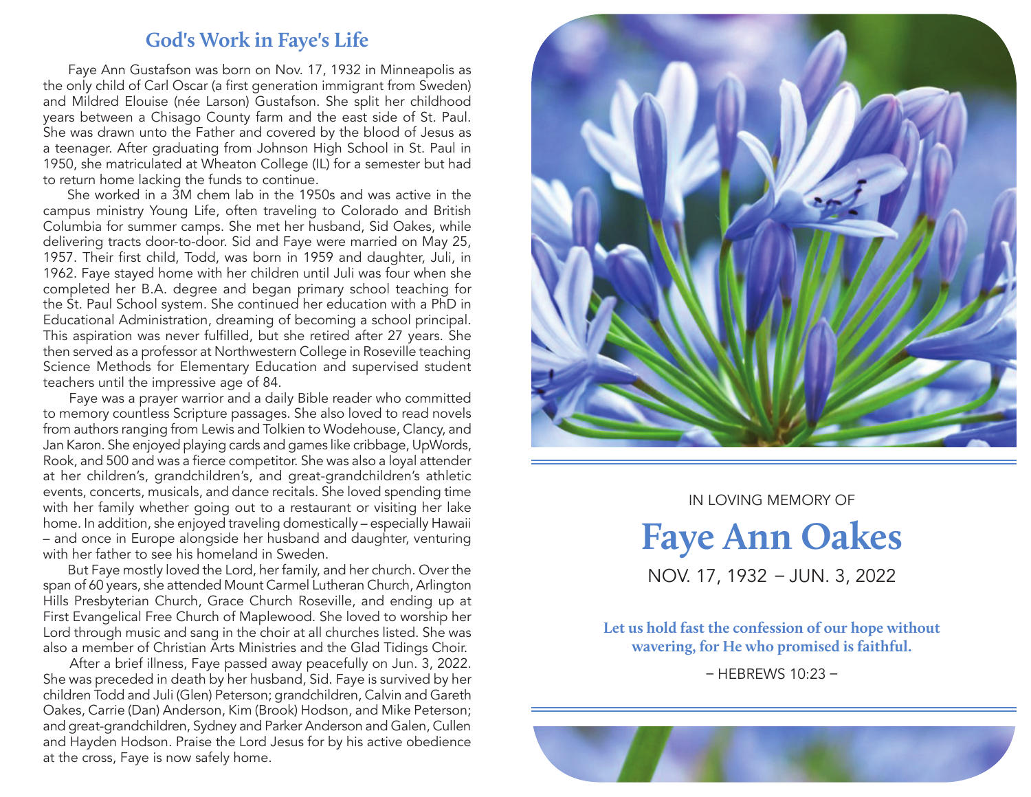## God's Work in Faye's Life

Faye Ann Gustafson was born on Nov. 17, 1932 in Minneapolis as the only child of Carl Oscar (a first generation immigrant from Sweden) and Mildred Elouise (née Larson) Gustafson. She split her childhood years between a Chisago County farm and the east side of St. Paul. She was drawn unto the Father and covered by the blood of Jesus as a teenager. After graduating from Johnson High School in St. Paul in 1950, she matriculated at Wheaton College (IL) for a semester but had to return home lacking the funds to continue.

She worked in a 3M chem lab in the 1950s and was active in the campus ministry Young Life, often traveling to Colorado and British Columbia for summer camps. She met her husband, Sid Oakes, while delivering tracts door-to-door. Sid and Faye were married on May 25, 1957. Their first child, Todd, was born in 1959 and daughter, Juli, in 1962. Faye stayed home with her children until Juli was four when she completed her B.A. degree and began primary school teaching for the St. Paul School system. She continued her education with a PhD in Educational Administration, dreaming of becoming a school principal. This aspiration was never fulfilled, but she retired after 27 years. She then served as a professor at Northwestern College in Roseville teaching Science Methods for Elementary Education and supervised student teachers until the impressive age of 84.

Faye was a prayer warrior and a daily Bible reader who committed to memory countless Scripture passages. She also loved to read novels from authors ranging from Lewis and Tolkien to Wodehouse, Clancy, and Jan Karon. She enjoyed playing cards and games like cribbage, UpWords, Rook, and 500 and was a fierce competitor. She was also a loyal attender at her children's, grandchildren's, and great-grandchildren's athletic events, concerts, musicals, and dance recitals. She loved spending time with her family whether going out to a restaurant or visiting her lake home. In addition, she enjoyed traveling domestically – especially Hawaii – and once in Europe alongside her husband and daughter, venturing with her father to see his homeland in Sweden.

But Faye mostly loved the Lord, her family, and her church. Over the span of 60 years, she attended Mount Carmel Lutheran Church, Arlington Hills Presbyterian Church, Grace Church Roseville, and ending up at First Evangelical Free Church of Maplewood. She loved to worship her Lord through music and sang in the choir at all churches listed. She was also a member of Christian Arts Ministries and the Glad Tidings Choir.

After a brief illness, Faye passed away peacefully on Jun. 3, 2022. She was preceded in death by her husband, Sid. Faye is survived by her children Todd and Juli (Glen) Peterson; grandchildren, Calvin and Gareth Oakes, Carrie (Dan) Anderson, Kim (Brook) Hodson, and Mike Peterson; and great-grandchildren, Sydney and Parker Anderson and Galen, Cullen and Hayden Hodson. Praise the Lord Jesus for by his active obedience at the cross, Faye is now safely home.

IN LOVING MEMORY OF

# Faye Ann Oakes

NOV. 17, 1932 – JUN. 3, 2022

**Let us hold fast the confession of our hope without wavering, for He who promised is faithful.**

– HEBREWS 10:23 –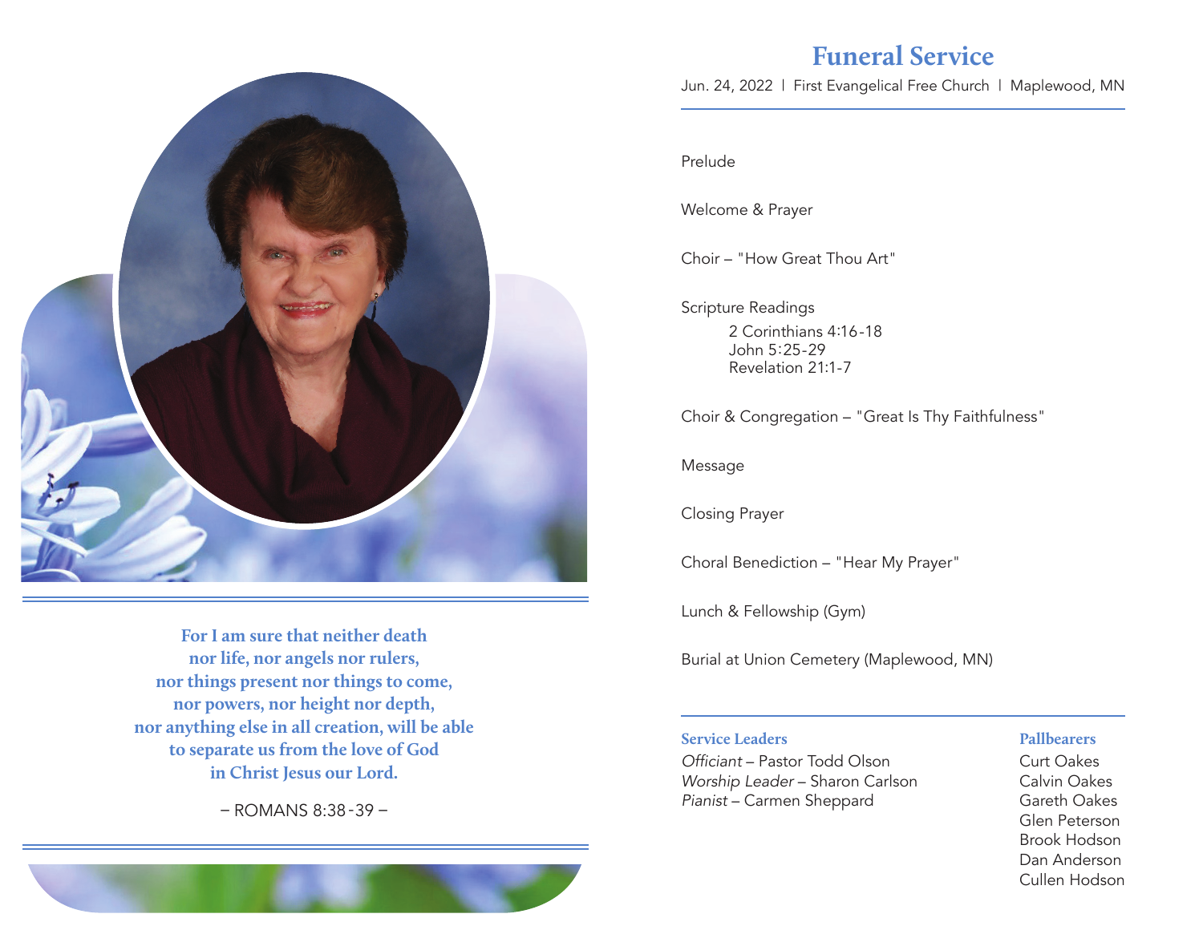**For I am sure that neither death**
**nor life, nor angels nor rulers,**
**nor things present nor things to come,**
**nor powers, nor height nor depth,**
**nor anything else in all creation, will be able**
**to separate us from the love of God**
**in Christ Jesus our Lord.**

– ROMANS 8:38-39 –

# Funeral Service

Jun. 24, 2022 | First Evangelical Free Church | Maplewood, MN

Prelude

Welcome & Prayer

Choir – "How Great Thou Art"

Scripture Readings

2 Corinthians 4:16-18
John 5:25-29
Revelation 21:1-7

Choir & Congregation – "Great Is Thy Faithfulness"

Message

Closing Prayer

Choral Benediction – "Hear My Prayer"

Lunch & Fellowship (Gym)

Burial at Union Cemetery (Maplewood, MN)

## Service Leaders

*Officiant* – Pastor Todd Olson
*Worship Leader* – Sharon Carlson
*Pianist* – Carmen Sheppard

## Pallbearers

Curt Oakes
Calvin Oakes
Gareth Oakes
Glen Peterson
Brook Hodson
Dan Anderson
Cullen Hodson